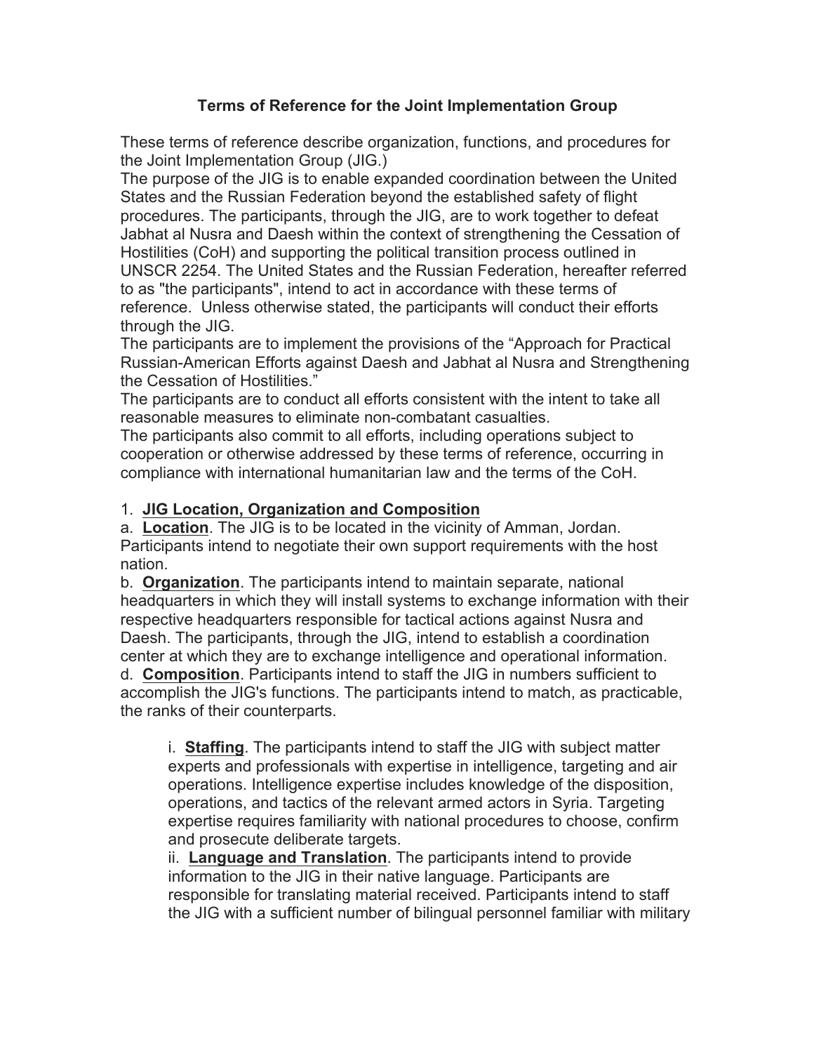# Terms of Reference for the Joint Implementation Group

These terms of reference describe organization, functions, and procedures for the Joint Implementation Group (JIG.)

The purpose of the JIG is to enable expanded coordination between the United States and the Russian Federation beyond the established safety of flight procedures. The participants, through the JIG, are to work together to defeat Jabhat al Nusra and Daesh within the context of strengthening the Cessation of Hostilities (CoH) and supporting the political transition process outlined in UNSCR 2254. The United States and the Russian Federation, hereafter referred to as "the participants", intend to act in accordance with these terms of reference. Unless otherwise stated, the participants will conduct their efforts through the JIG.

The participants are to implement the provisions of the "Approach for Practical Russian-American Efforts against Daesh and Jabhat al Nusra and Strengthening the Cessation of Hostilities."

The participants are to conduct all efforts consistent with the intent to take all reasonable measures to eliminate non-combatant casualties.

The participants also commit to all efforts, including operations subject to cooperation or otherwise addressed by these terms of reference, occurring in compliance with international humanitarian law and the terms of the CoH.

1. **JIG Location, Organization and Composition**

a. **Location**. The JIG is to be located in the vicinity of Amman, Jordan. Participants intend to negotiate their own support requirements with the host nation.

b. **Organization**. The participants intend to maintain separate, national headquarters in which they will install systems to exchange information with their respective headquarters responsible for tactical actions against Nusra and Daesh. The participants, through the JIG, intend to establish a coordination center at which they are to exchange intelligence and operational information.

d. **Composition**. Participants intend to staff the JIG in numbers sufficient to accomplish the JIG's functions. The participants intend to match, as practicable, the ranks of their counterparts.

> i. **Staffing**. The participants intend to staff the JIG with subject matter experts and professionals with expertise in intelligence, targeting and air operations. Intelligence expertise includes knowledge of the disposition, operations, and tactics of the relevant armed actors in Syria. Targeting expertise requires familiarity with national procedures to choose, confirm and prosecute deliberate targets.
>
> ii. **Language and Translation**. The participants intend to provide information to the JIG in their native language. Participants are responsible for translating material received. Participants intend to staff the JIG with a sufficient number of bilingual personnel familiar with military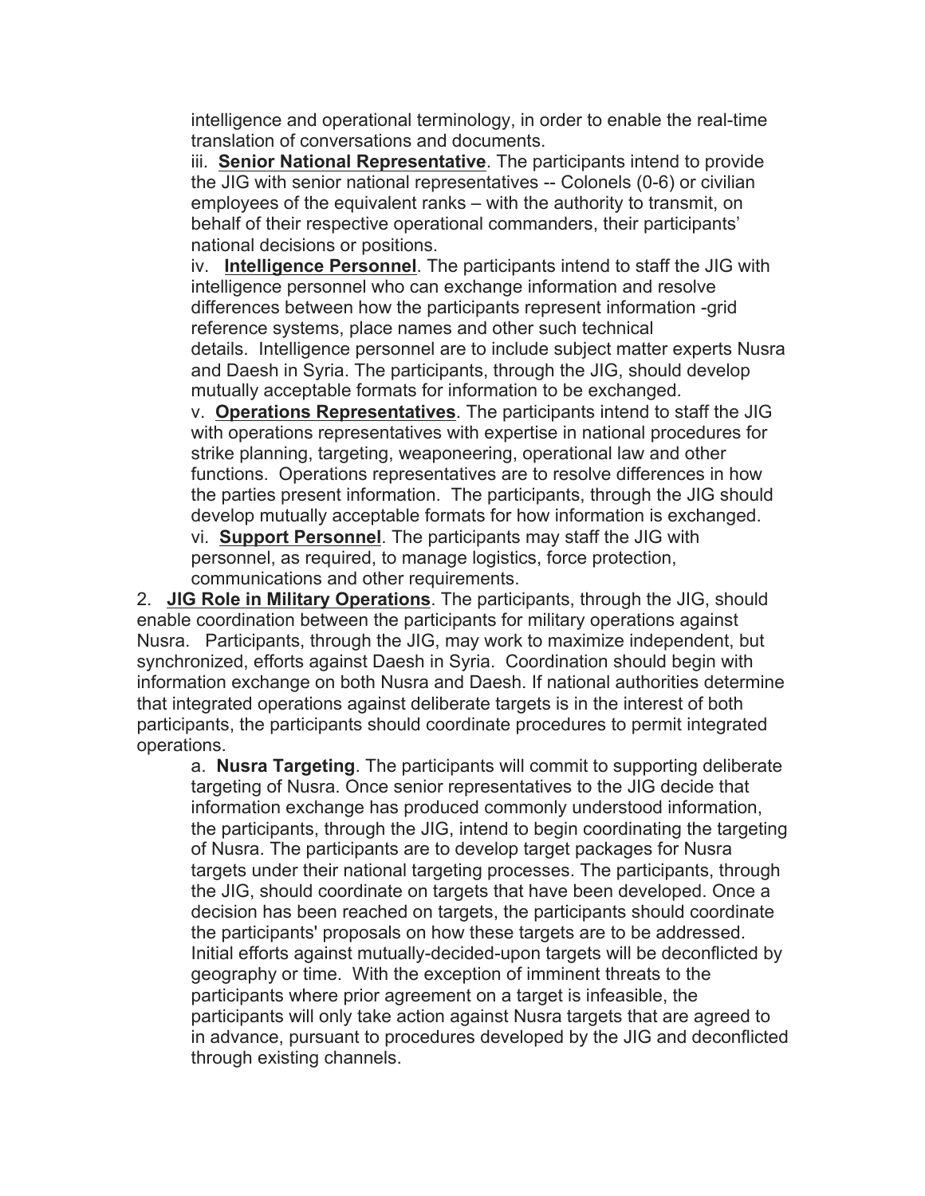intelligence and operational terminology, in order to enable the real-time translation of conversations and documents.

iii. **Senior National Representative**. The participants intend to provide the JIG with senior national representatives -- Colonels (0-6) or civilian employees of the equivalent ranks – with the authority to transmit, on behalf of their respective operational commanders, their participants' national decisions or positions.

iv. **Intelligence Personnel**. The participants intend to staff the JIG with intelligence personnel who can exchange information and resolve differences between how the participants represent information -grid reference systems, place names and other such technical details. Intelligence personnel are to include subject matter experts Nusra and Daesh in Syria. The participants, through the JIG, should develop mutually acceptable formats for information to be exchanged.

v. **Operations Representatives**. The participants intend to staff the JIG with operations representatives with expertise in national procedures for strike planning, targeting, weaponeering, operational law and other functions. Operations representatives are to resolve differences in how the parties present information. The participants, through the JIG should develop mutually acceptable formats for how information is exchanged.

vi. **Support Personnel**. The participants may staff the JIG with personnel, as required, to manage logistics, force protection, communications and other requirements.

2. **JIG Role in Military Operations**. The participants, through the JIG, should enable coordination between the participants for military operations against Nusra. Participants, through the JIG, may work to maximize independent, but synchronized, efforts against Daesh in Syria. Coordination should begin with information exchange on both Nusra and Daesh. If national authorities determine that integrated operations against deliberate targets is in the interest of both participants, the participants should coordinate procedures to permit integrated operations.

a. **Nusra Targeting**. The participants will commit to supporting deliberate targeting of Nusra. Once senior representatives to the JIG decide that information exchange has produced commonly understood information, the participants, through the JIG, intend to begin coordinating the targeting of Nusra. The participants are to develop target packages for Nusra targets under their national targeting processes. The participants, through the JIG, should coordinate on targets that have been developed. Once a decision has been reached on targets, the participants should coordinate the participants' proposals on how these targets are to be addressed. Initial efforts against mutually-decided-upon targets will be deconflicted by geography or time. With the exception of imminent threats to the participants where prior agreement on a target is infeasible, the participants will only take action against Nusra targets that are agreed to in advance, pursuant to procedures developed by the JIG and deconflicted through existing channels.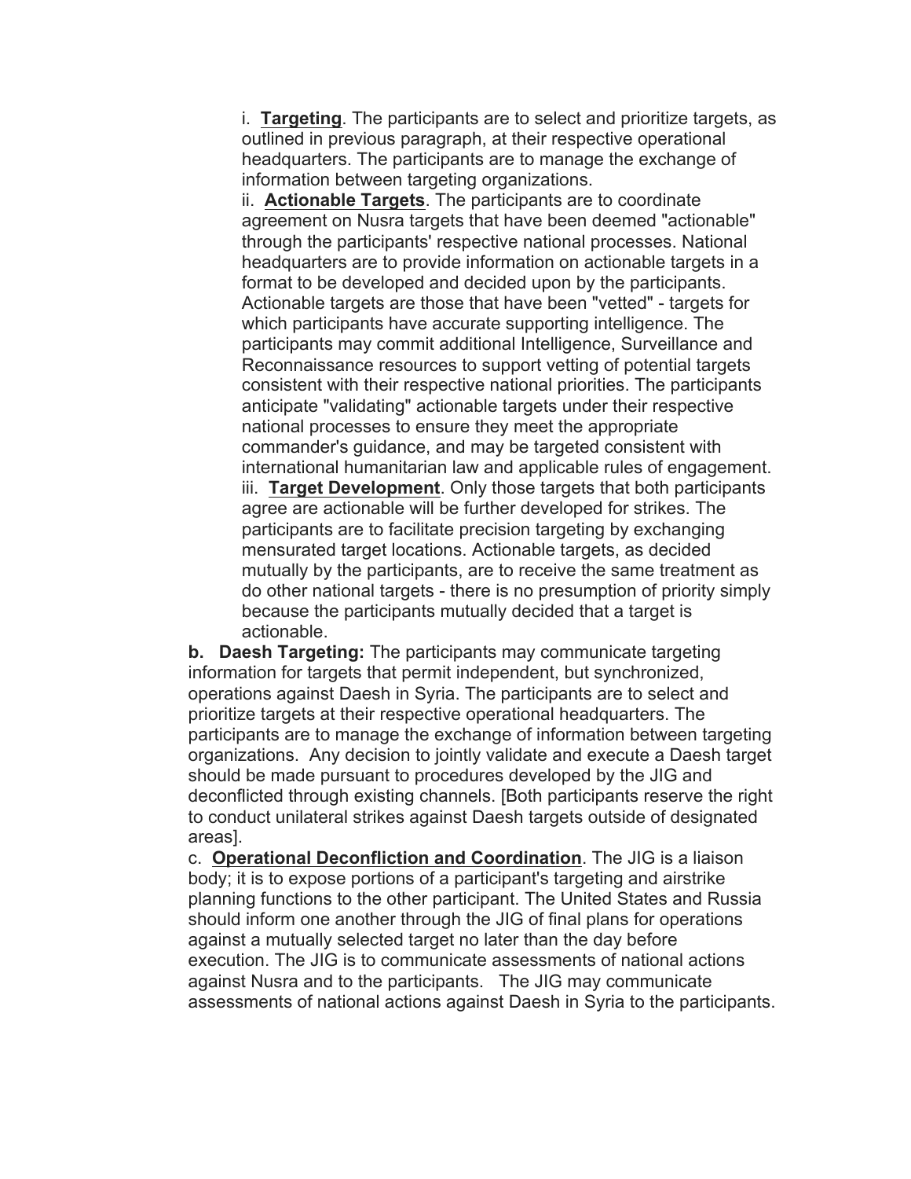i. **<u>Targeting</u>**. The participants are to select and prioritize targets, as outlined in previous paragraph, at their respective operational headquarters. The participants are to manage the exchange of information between targeting organizations.

ii. **<u>Actionable Targets</u>**. The participants are to coordinate agreement on Nusra targets that have been deemed "actionable" through the participants' respective national processes. National headquarters are to provide information on actionable targets in a format to be developed and decided upon by the participants. Actionable targets are those that have been "vetted" - targets for which participants have accurate supporting intelligence. The participants may commit additional Intelligence, Surveillance and Reconnaissance resources to support vetting of potential targets consistent with their respective national priorities. The participants anticipate "validating" actionable targets under their respective national processes to ensure they meet the appropriate commander's guidance, and may be targeted consistent with international humanitarian law and applicable rules of engagement.

iii. **<u>Target Development</u>**. Only those targets that both participants agree are actionable will be further developed for strikes. The participants are to facilitate precision targeting by exchanging mensurated target locations. Actionable targets, as decided mutually by the participants, are to receive the same treatment as do other national targets - there is no presumption of priority simply because the participants mutually decided that a target is actionable.

**b. Daesh Targeting:** The participants may communicate targeting information for targets that permit independent, but synchronized, operations against Daesh in Syria. The participants are to select and prioritize targets at their respective operational headquarters. The participants are to manage the exchange of information between targeting organizations. Any decision to jointly validate and execute a Daesh target should be made pursuant to procedures developed by the JIG and deconflicted through existing channels. [Both participants reserve the right to conduct unilateral strikes against Daesh targets outside of designated areas].

c. **<u>Operational Deconfliction and Coordination</u>**. The JIG is a liaison body; it is to expose portions of a participant's targeting and airstrike planning functions to the other participant. The United States and Russia should inform one another through the JIG of final plans for operations against a mutually selected target no later than the day before execution. The JIG is to communicate assessments of national actions against Nusra and to the participants. The JIG may communicate assessments of national actions against Daesh in Syria to the participants.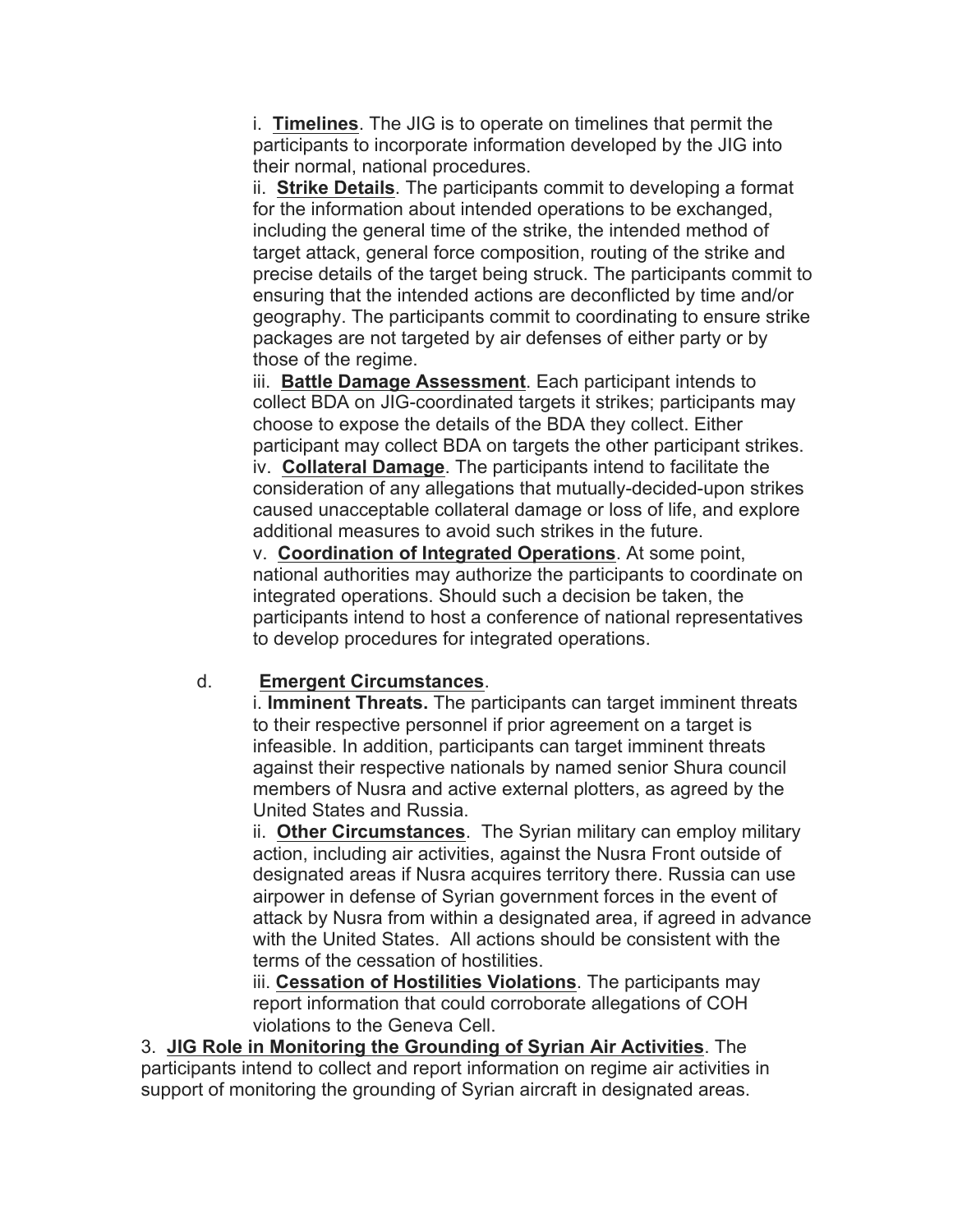i. **Timelines**. The JIG is to operate on timelines that permit the participants to incorporate information developed by the JIG into their normal, national procedures.

ii. **Strike Details**. The participants commit to developing a format for the information about intended operations to be exchanged, including the general time of the strike, the intended method of target attack, general force composition, routing of the strike and precise details of the target being struck. The participants commit to ensuring that the intended actions are deconflicted by time and/or geography. The participants commit to coordinating to ensure strike packages are not targeted by air defenses of either party or by those of the regime.

iii. **Battle Damage Assessment**. Each participant intends to collect BDA on JIG-coordinated targets it strikes; participants may choose to expose the details of the BDA they collect. Either participant may collect BDA on targets the other participant strikes.

iv. **Collateral Damage**. The participants intend to facilitate the consideration of any allegations that mutually-decided-upon strikes caused unacceptable collateral damage or loss of life, and explore additional measures to avoid such strikes in the future.

v. **Coordination of Integrated Operations**. At some point, national authorities may authorize the participants to coordinate on integrated operations. Should such a decision be taken, the participants intend to host a conference of national representatives to develop procedures for integrated operations.

d. **Emergent Circumstances**.

i. **Imminent Threats.** The participants can target imminent threats to their respective personnel if prior agreement on a target is infeasible. In addition, participants can target imminent threats against their respective nationals by named senior Shura council members of Nusra and active external plotters, as agreed by the United States and Russia.

ii. **Other Circumstances**. The Syrian military can employ military action, including air activities, against the Nusra Front outside of designated areas if Nusra acquires territory there. Russia can use airpower in defense of Syrian government forces in the event of attack by Nusra from within a designated area, if agreed in advance with the United States. All actions should be consistent with the terms of the cessation of hostilities.

iii. **Cessation of Hostilities Violations**. The participants may report information that could corroborate allegations of COH violations to the Geneva Cell.

3. **JIG Role in Monitoring the Grounding of Syrian Air Activities**. The participants intend to collect and report information on regime air activities in support of monitoring the grounding of Syrian aircraft in designated areas.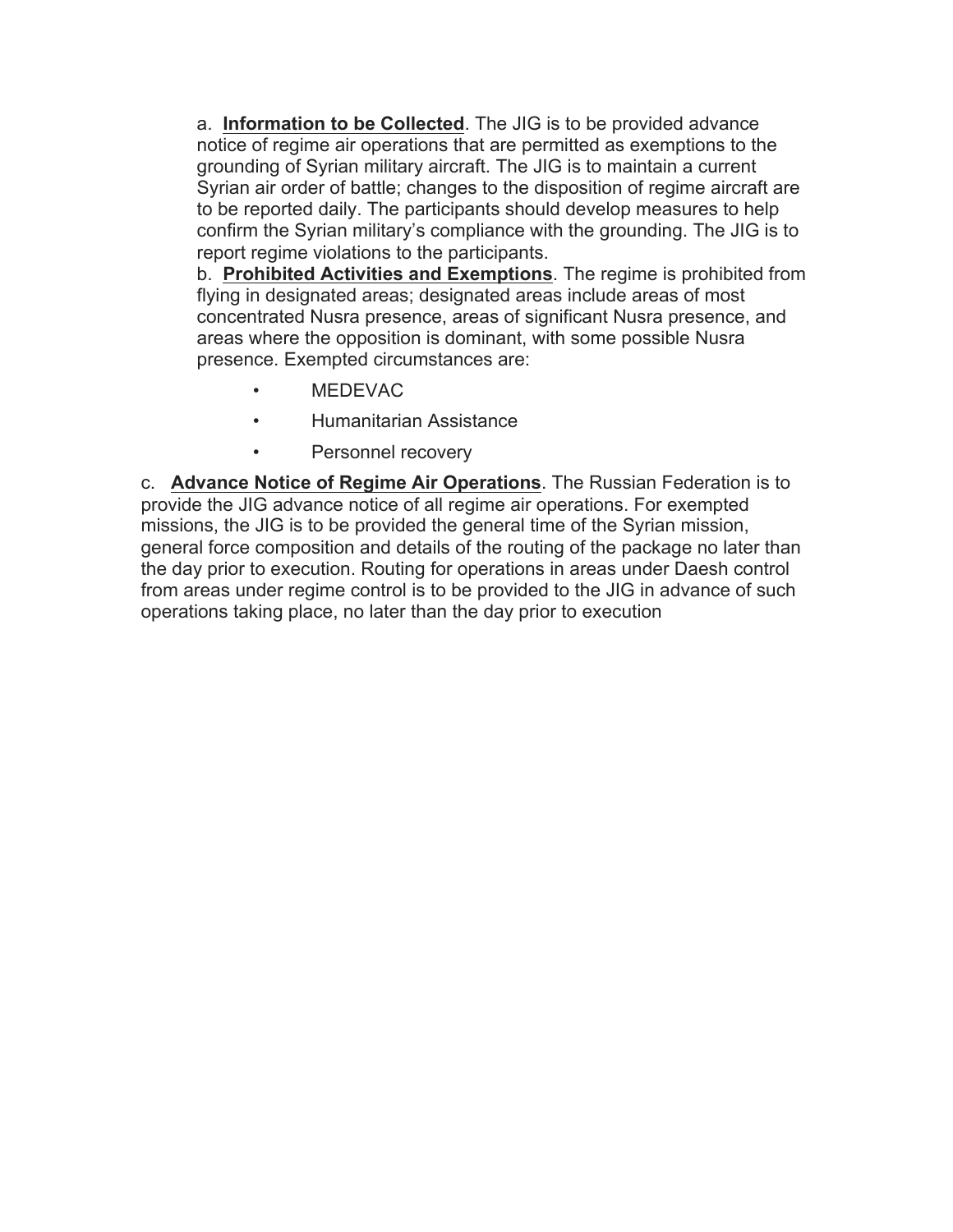a. **Information to be Collected**. The JIG is to be provided advance notice of regime air operations that are permitted as exemptions to the grounding of Syrian military aircraft. The JIG is to maintain a current Syrian air order of battle; changes to the disposition of regime aircraft are to be reported daily. The participants should develop measures to help confirm the Syrian military's compliance with the grounding. The JIG is to report regime violations to the participants.

b. **Prohibited Activities and Exemptions**. The regime is prohibited from flying in designated areas; designated areas include areas of most concentrated Nusra presence, areas of significant Nusra presence, and areas where the opposition is dominant, with some possible Nusra presence. Exempted circumstances are:

- MEDEVAC
- Humanitarian Assistance
- Personnel recovery

c. **Advance Notice of Regime Air Operations**. The Russian Federation is to provide the JIG advance notice of all regime air operations. For exempted missions, the JIG is to be provided the general time of the Syrian mission, general force composition and details of the routing of the package no later than the day prior to execution. Routing for operations in areas under Daesh control from areas under regime control is to be provided to the JIG in advance of such operations taking place, no later than the day prior to execution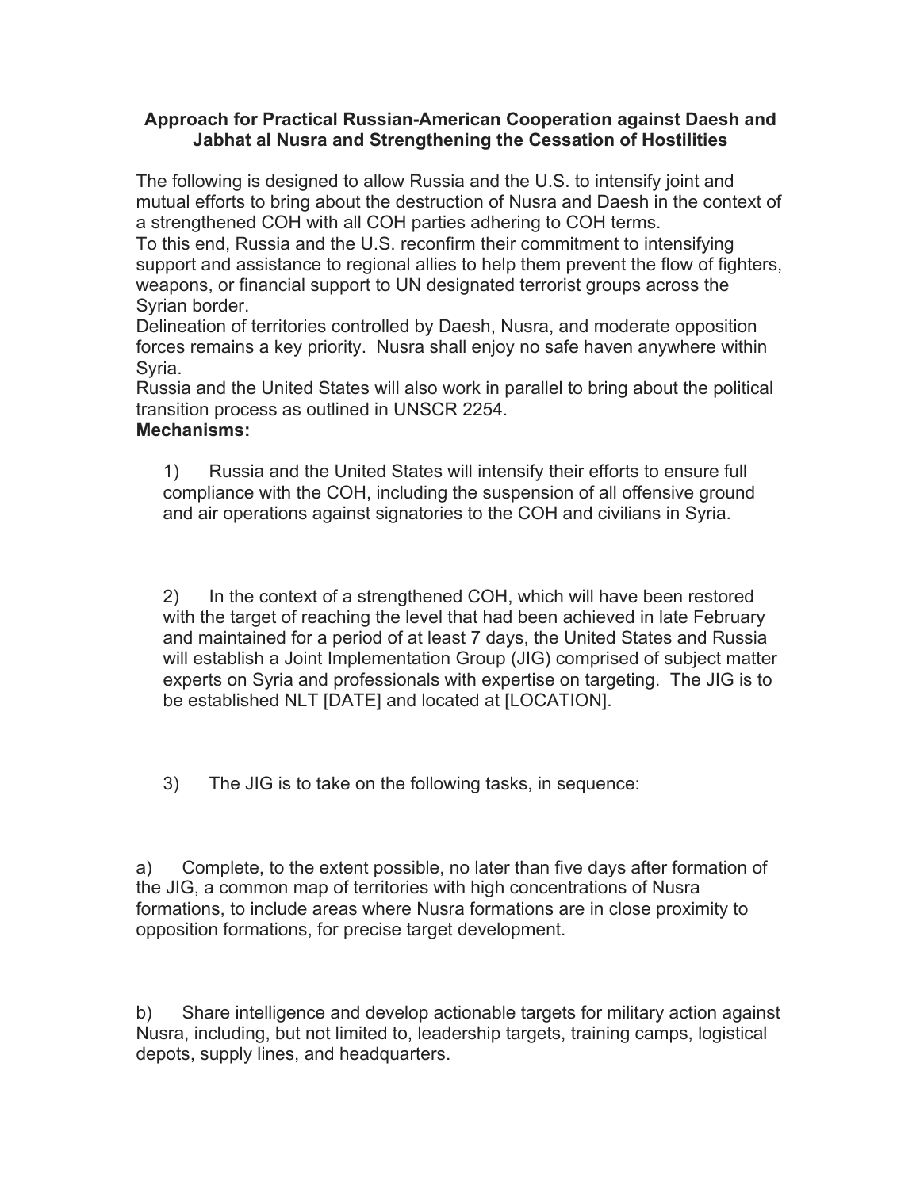**Approach for Practical Russian-American Cooperation against Daesh and Jabhat al Nusra and Strengthening the Cessation of Hostilities**

The following is designed to allow Russia and the U.S. to intensify joint and mutual efforts to bring about the destruction of Nusra and Daesh in the context of a strengthened COH with all COH parties adhering to COH terms.

To this end, Russia and the U.S. reconfirm their commitment to intensifying support and assistance to regional allies to help them prevent the flow of fighters, weapons, or financial support to UN designated terrorist groups across the Syrian border.

Delineation of territories controlled by Daesh, Nusra, and moderate opposition forces remains a key priority. Nusra shall enjoy no safe haven anywhere within Syria.

Russia and the United States will also work in parallel to bring about the political transition process as outlined in UNSCR 2254.

**Mechanisms:**

1) Russia and the United States will intensify their efforts to ensure full compliance with the COH, including the suspension of all offensive ground and air operations against signatories to the COH and civilians in Syria.

2) In the context of a strengthened COH, which will have been restored with the target of reaching the level that had been achieved in late February and maintained for a period of at least 7 days, the United States and Russia will establish a Joint Implementation Group (JIG) comprised of subject matter experts on Syria and professionals with expertise on targeting. The JIG is to be established NLT [DATE] and located at [LOCATION].

3) The JIG is to take on the following tasks, in sequence:

a) Complete, to the extent possible, no later than five days after formation of the JIG, a common map of territories with high concentrations of Nusra formations, to include areas where Nusra formations are in close proximity to opposition formations, for precise target development.

b) Share intelligence and develop actionable targets for military action against Nusra, including, but not limited to, leadership targets, training camps, logistical depots, supply lines, and headquarters.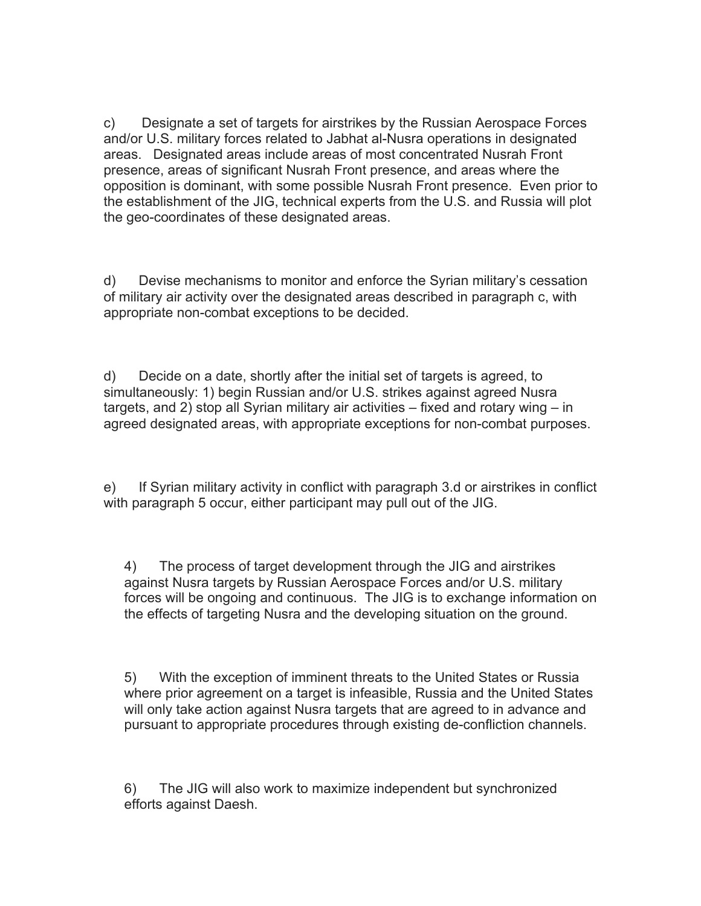c) Designate a set of targets for airstrikes by the Russian Aerospace Forces and/or U.S. military forces related to Jabhat al-Nusra operations in designated areas. Designated areas include areas of most concentrated Nusrah Front presence, areas of significant Nusrah Front presence, and areas where the opposition is dominant, with some possible Nusrah Front presence. Even prior to the establishment of the JIG, technical experts from the U.S. and Russia will plot the geo-coordinates of these designated areas.

d) Devise mechanisms to monitor and enforce the Syrian military's cessation of military air activity over the designated areas described in paragraph c, with appropriate non-combat exceptions to be decided.

d) Decide on a date, shortly after the initial set of targets is agreed, to simultaneously: 1) begin Russian and/or U.S. strikes against agreed Nusra targets, and 2) stop all Syrian military air activities – fixed and rotary wing – in agreed designated areas, with appropriate exceptions for non-combat purposes.

e) If Syrian military activity in conflict with paragraph 3.d or airstrikes in conflict with paragraph 5 occur, either participant may pull out of the JIG.

4) The process of target development through the JIG and airstrikes against Nusra targets by Russian Aerospace Forces and/or U.S. military forces will be ongoing and continuous. The JIG is to exchange information on the effects of targeting Nusra and the developing situation on the ground.

5) With the exception of imminent threats to the United States or Russia where prior agreement on a target is infeasible, Russia and the United States will only take action against Nusra targets that are agreed to in advance and pursuant to appropriate procedures through existing de-confliction channels.

6) The JIG will also work to maximize independent but synchronized efforts against Daesh.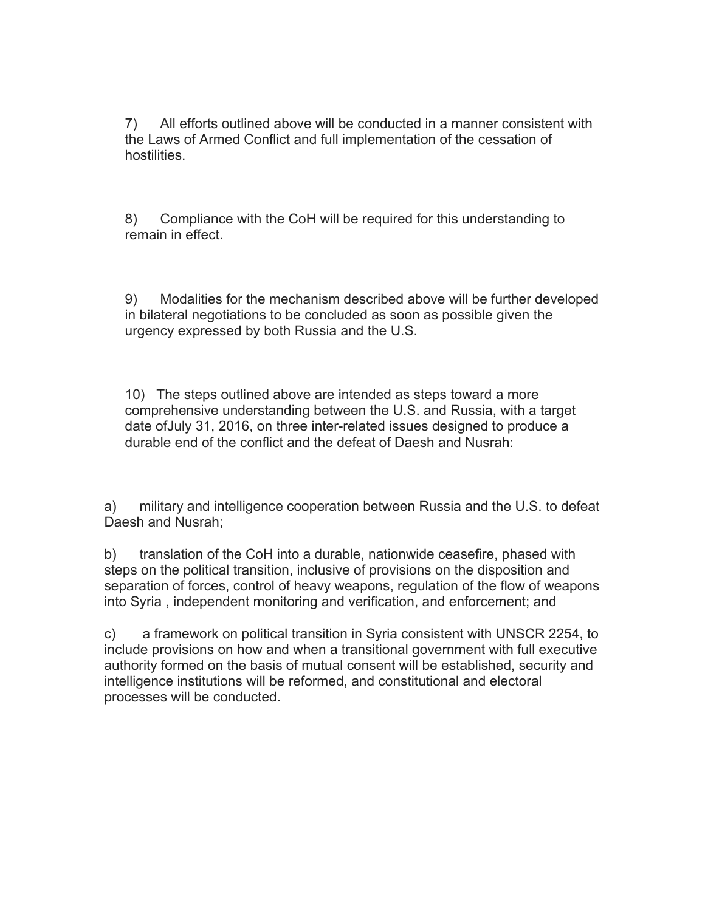7) All efforts outlined above will be conducted in a manner consistent with the Laws of Armed Conflict and full implementation of the cessation of hostilities.

8) Compliance with the CoH will be required for this understanding to remain in effect.

9) Modalities for the mechanism described above will be further developed in bilateral negotiations to be concluded as soon as possible given the urgency expressed by both Russia and the U.S.

10) The steps outlined above are intended as steps toward a more comprehensive understanding between the U.S. and Russia, with a target date ofJuly 31, 2016, on three inter-related issues designed to produce a durable end of the conflict and the defeat of Daesh and Nusrah:

a) military and intelligence cooperation between Russia and the U.S. to defeat Daesh and Nusrah;

b) translation of the CoH into a durable, nationwide ceasefire, phased with steps on the political transition, inclusive of provisions on the disposition and separation of forces, control of heavy weapons, regulation of the flow of weapons into Syria , independent monitoring and verification, and enforcement; and

c) a framework on political transition in Syria consistent with UNSCR 2254, to include provisions on how and when a transitional government with full executive authority formed on the basis of mutual consent will be established, security and intelligence institutions will be reformed, and constitutional and electoral processes will be conducted.